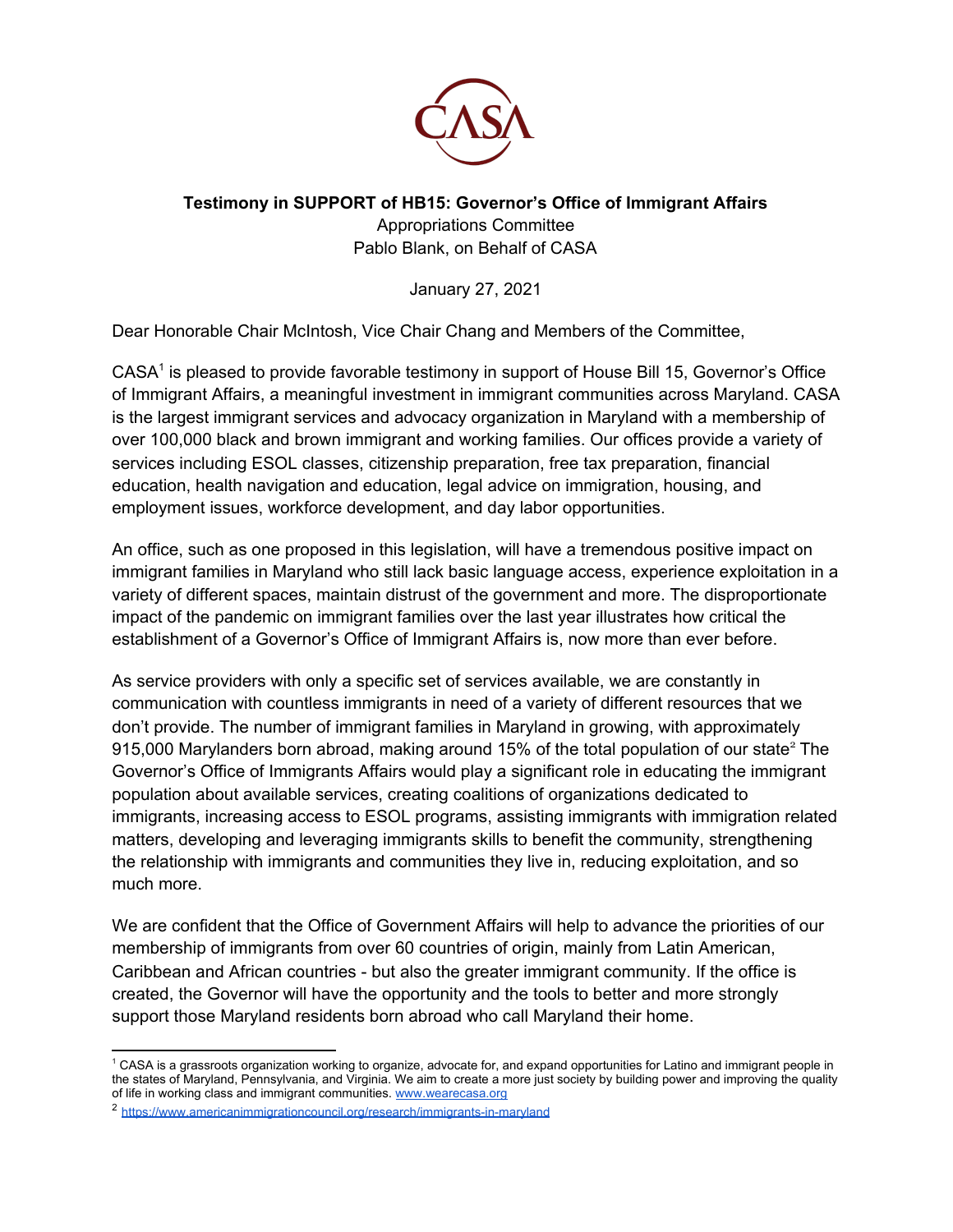**Testimony in SUPPORT of HB15: Governor's Office of Immigrant Affairs**

Appropriations Committee

Pablo Blank, on Behalf of CASA

January 27, 2021

Dear Honorable Chair McIntosh, Vice Chair Chang and Members of the Committee,

CASA[1] is pleased to provide favorable testimony in support of House Bill 15, Governor's Office of Immigrant Affairs, a meaningful investment in immigrant communities across Maryland. CASA is the largest immigrant services and advocacy organization in Maryland with a membership of over 100,000 black and brown immigrant and working families. Our offices provide a variety of services including ESOL classes, citizenship preparation, free tax preparation, financial education, health navigation and education, legal advice on immigration, housing, and employment issues, workforce development, and day labor opportunities.

An office, such as one proposed in this legislation, will have a tremendous positive impact on immigrant families in Maryland who still lack basic language access, experience exploitation in a variety of different spaces, maintain distrust of the government and more. The disproportionate impact of the pandemic on immigrant families over the last year illustrates how critical the establishment of a Governor's Office of Immigrant Affairs is, now more than ever before.

As service providers with only a specific set of services available, we are constantly in communication with countless immigrants in need of a variety of different resources that we don't provide. The number of immigrant families in Maryland in growing, with approximately 915,000 Marylanders born abroad, making around 15% of the total population of our state[2] The Governor's Office of Immigrants Affairs would play a significant role in educating the immigrant population about available services, creating coalitions of organizations dedicated to immigrants, increasing access to ESOL programs, assisting immigrants with immigration related matters, developing and leveraging immigrants skills to benefit the community, strengthening the relationship with immigrants and communities they live in, reducing exploitation, and so much more.

We are confident that the Office of Government Affairs will help to advance the priorities of our membership of immigrants from over 60 countries of origin, mainly from Latin American, Caribbean and African countries - but also the greater immigrant community. If the office is created, the Governor will have the opportunity and the tools to better and more strongly support those Maryland residents born abroad who call Maryland their home.

---

[1] CASA is a grassroots organization working to organize, advocate for, and expand opportunities for Latino and immigrant people in the states of Maryland, Pennsylvania, and Virginia. We aim to create a more just society by building power and improving the quality of life in working class and immigrant communities. www.wearecasa.org

[2] https://www.americanimmigrationcouncil.org/research/immigrants-in-maryland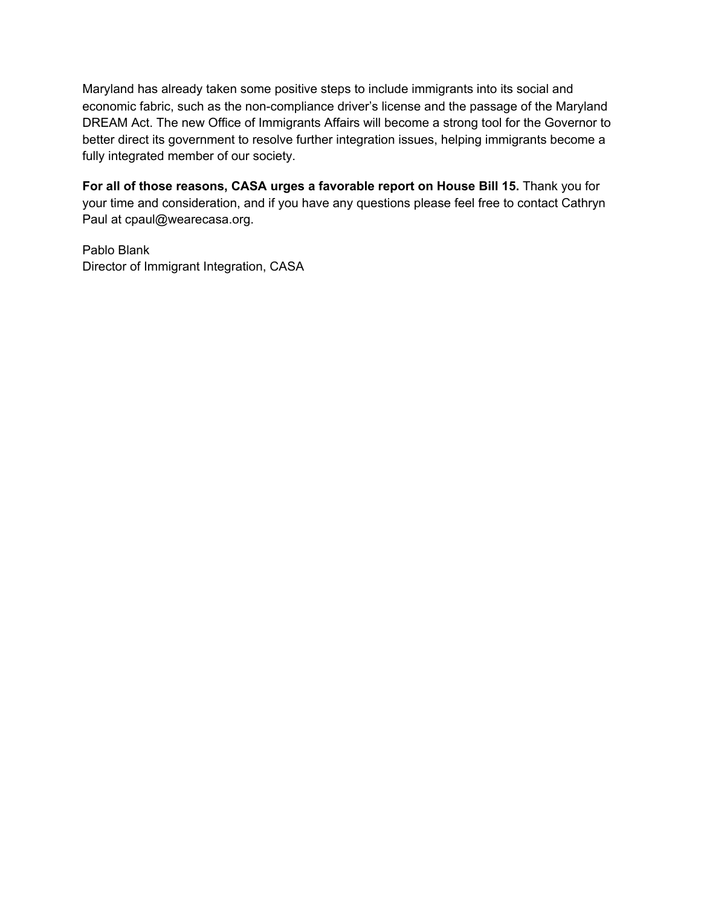Maryland has already taken some positive steps to include immigrants into its social and economic fabric, such as the non-compliance driver's license and the passage of the Maryland DREAM Act. The new Office of Immigrants Affairs will become a strong tool for the Governor to better direct its government to resolve further integration issues, helping immigrants become a fully integrated member of our society.

**For all of those reasons, CASA urges a favorable report on House Bill 15.** Thank you for your time and consideration, and if you have any questions please feel free to contact Cathryn Paul at cpaul@wearecasa.org.

Pablo Blank
Director of Immigrant Integration, CASA